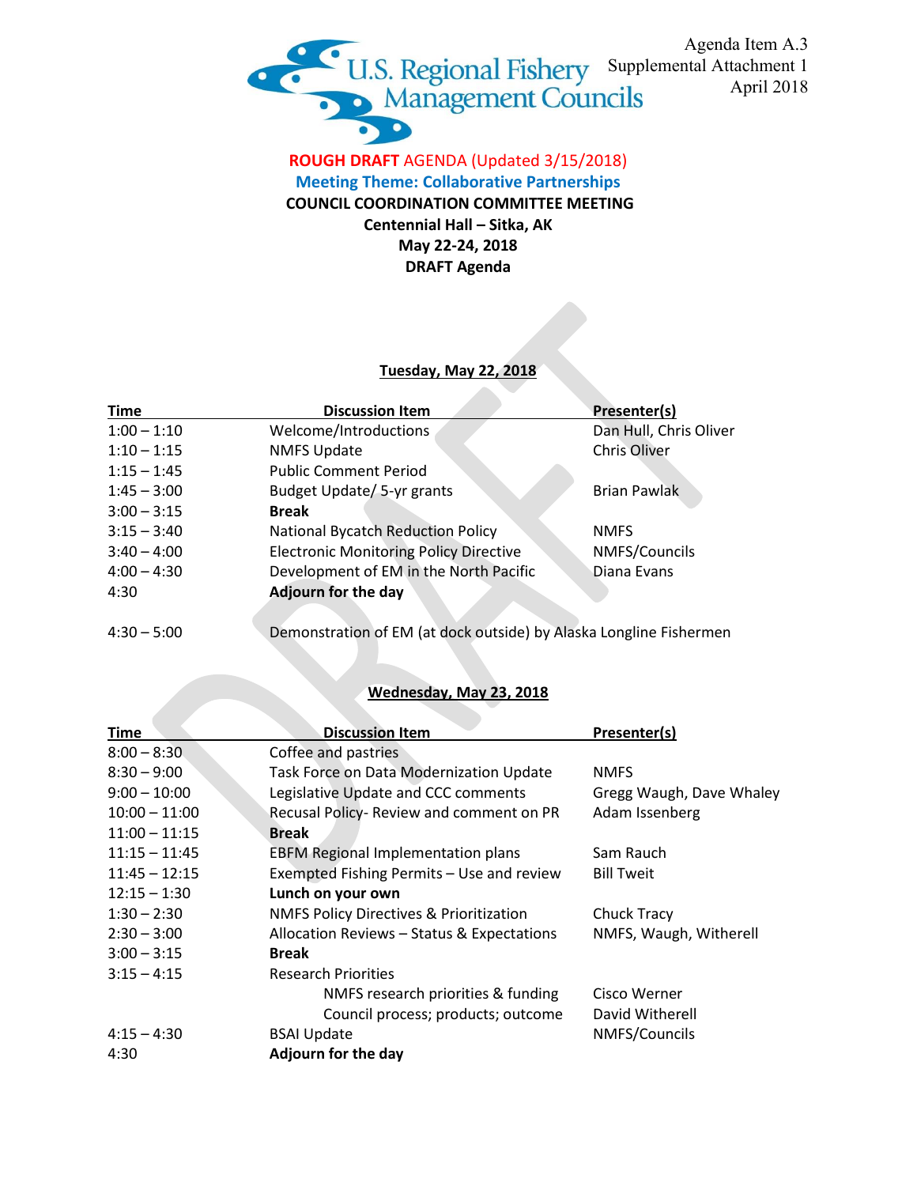Agenda Item A.3
Supplemental Attachment 1
April 2018

U.S. Regional Fishery Management Councils

**ROUGH DRAFT** AGENDA (Updated 3/15/2018)

**Meeting Theme: Collaborative Partnerships**

**COUNCIL COORDINATION COMMITTEE MEETING**

**Centennial Hall – Sitka, AK**

**May 22-24, 2018**

**DRAFT Agenda**

## Tuesday, May 22, 2018

| Time | Discussion Item | Presenter(s) |
|---|---|---|
| 1:00 – 1:10 | Welcome/Introductions | Dan Hull, Chris Oliver |
| 1:10 – 1:15 | NMFS Update | Chris Oliver |
| 1:15 – 1:45 | Public Comment Period | |
| 1:45 – 3:00 | Budget Update/ 5-yr grants | Brian Pawlak |
| 3:00 – 3:15 | **Break** | |
| 3:15 – 3:40 | National Bycatch Reduction Policy | NMFS |
| 3:40 – 4:00 | Electronic Monitoring Policy Directive | NMFS/Councils |
| 4:00 – 4:30 | Development of EM in the North Pacific | Diana Evans |
| 4:30 | **Adjourn for the day** | |
| 4:30 – 5:00 | Demonstration of EM (at dock outside) by Alaska Longline Fishermen | |

## Wednesday, May 23, 2018

| Time | Discussion Item | Presenter(s) |
|---|---|---|
| 8:00 – 8:30 | Coffee and pastries | |
| 8:30 – 9:00 | Task Force on Data Modernization Update | NMFS |
| 9:00 – 10:00 | Legislative Update and CCC comments | Gregg Waugh, Dave Whaley |
| 10:00 – 11:00 | Recusal Policy- Review and comment on PR | Adam Issenberg |
| 11:00 – 11:15 | **Break** | |
| 11:15 – 11:45 | EBFM Regional Implementation plans | Sam Rauch |
| 11:45 – 12:15 | Exempted Fishing Permits – Use and review | Bill Tweit |
| 12:15 – 1:30 | **Lunch on your own** | |
| 1:30 – 2:30 | NMFS Policy Directives & Prioritization | Chuck Tracy |
| 2:30 – 3:00 | Allocation Reviews – Status & Expectations | NMFS, Waugh, Witherell |
| 3:00 – 3:15 | **Break** | |
| 3:15 – 4:15 | Research Priorities | |
| | NMFS research priorities & funding | Cisco Werner |
| | Council process; products; outcome | David Witherell |
| 4:15 – 4:30 | BSAI Update | NMFS/Councils |
| 4:30 | **Adjourn for the day** | |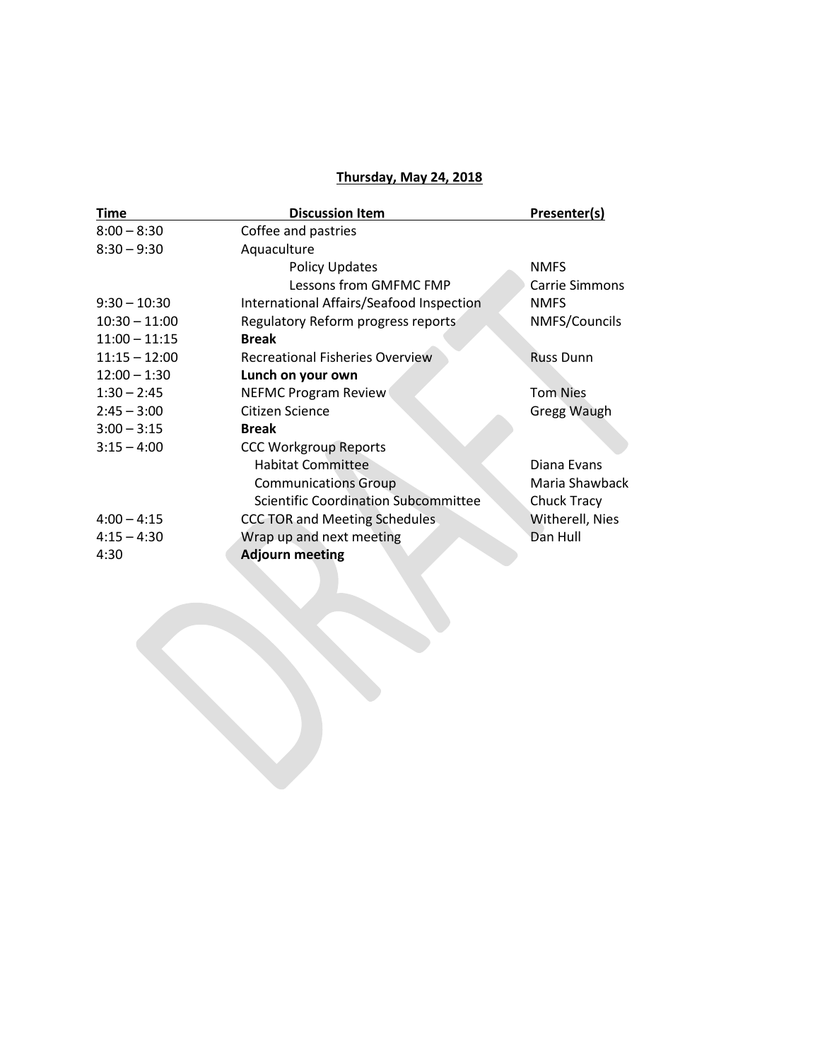**Thursday, May 24, 2018**

| Time | Discussion Item | Presenter(s) |
|---|---|---|
| 8:00 – 8:30 | Coffee and pastries | |
| 8:30 – 9:30 | Aquaculture | |
| | Policy Updates | NMFS |
| | Lessons from GMFMC FMP | Carrie Simmons |
| 9:30 – 10:30 | International Affairs/Seafood Inspection | NMFS |
| 10:30 – 11:00 | Regulatory Reform progress reports | NMFS/Councils |
| 11:00 – 11:15 | **Break** | |
| 11:15 – 12:00 | Recreational Fisheries Overview | Russ Dunn |
| 12:00 – 1:30 | **Lunch on your own** | |
| 1:30 – 2:45 | NEFMC Program Review | Tom Nies |
| 2:45 – 3:00 | Citizen Science | Gregg Waugh |
| 3:00 – 3:15 | **Break** | |
| 3:15 – 4:00 | CCC Workgroup Reports | |
| | Habitat Committee | Diana Evans |
| | Communications Group | Maria Shawback |
| | Scientific Coordination Subcommittee | Chuck Tracy |
| 4:00 – 4:15 | CCC TOR and Meeting Schedules | Witherell, Nies |
| 4:15 – 4:30 | Wrap up and next meeting | Dan Hull |
| 4:30 | **Adjourn meeting** | |

DRAFT